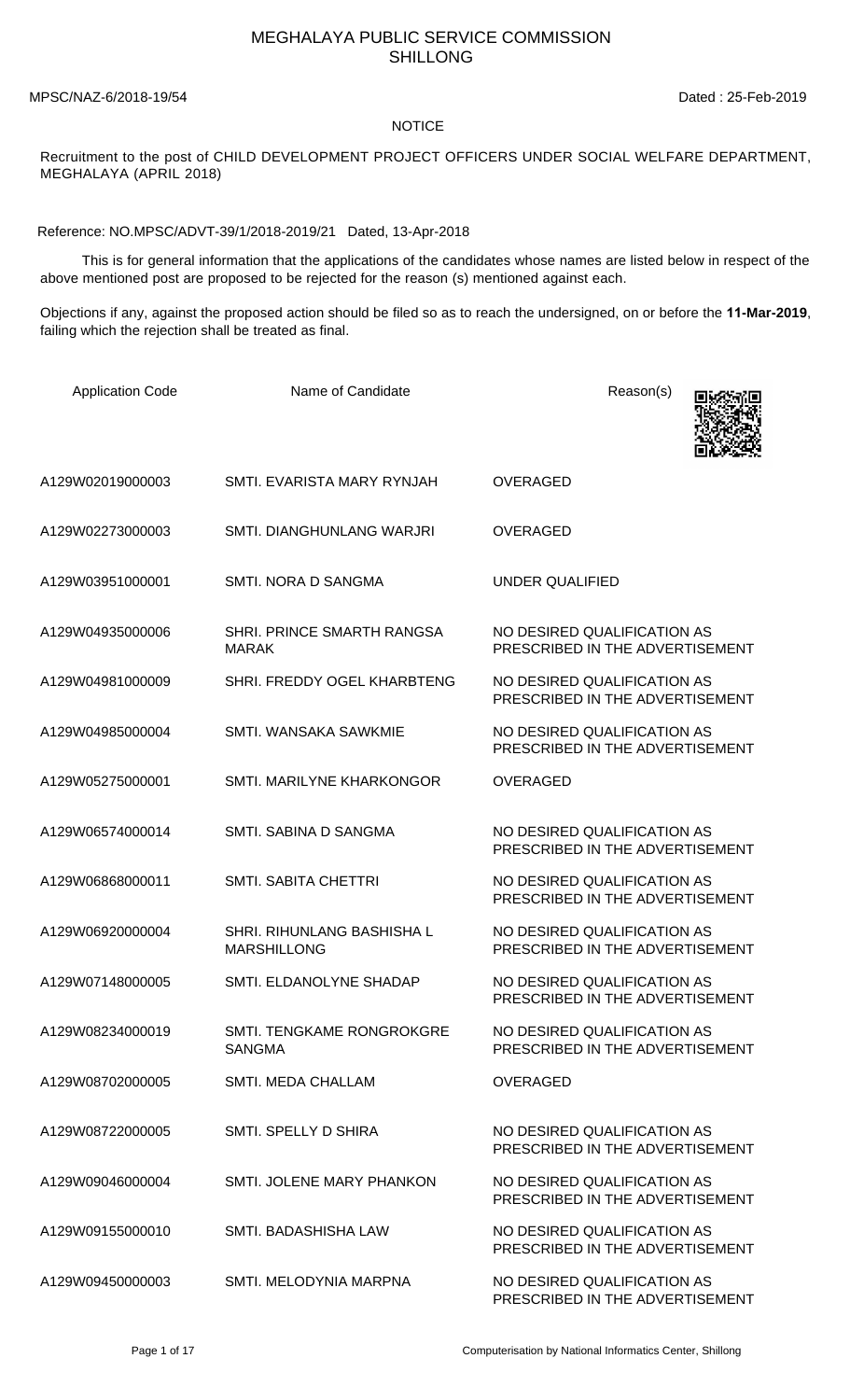# MEGHALAYA PUBLIC SERVICE COMMISSION
## SHILLONG

MPSC/NAZ-6/2018-19/54 Dated : 25-Feb-2019

### NOTICE

Recruitment to the post of CHILD DEVELOPMENT PROJECT OFFICERS UNDER SOCIAL WELFARE DEPARTMENT, MEGHALAYA (APRIL 2018)

Reference: NO.MPSC/ADVT-39/1/2018-2019/21 Dated, 13-Apr-2018

This is for general information that the applications of the candidates whose names are listed below in respect of the above mentioned post are proposed to be rejected for the reason (s) mentioned against each.

Objections if any, against the proposed action should be filed so as to reach the undersigned, on or before the **11-Mar-2019**, failing which the rejection shall be treated as final.

| Application Code | Name of Candidate | Reason(s) |
|---|---|---|
| A129W02019000003 | SMTI. EVARISTA MARY RYNJAH | OVERAGED |
| A129W02273000003 | SMTI. DIANGHUNLANG WARJRI | OVERAGED |
| A129W03951000001 | SMTI. NORA D SANGMA | UNDER QUALIFIED |
| A129W04935000006 | SHRI. PRINCE SMARTH RANGSA MARAK | NO DESIRED QUALIFICATION AS PRESCRIBED IN THE ADVERTISEMENT |
| A129W04981000009 | SHRI. FREDDY OGEL KHARBTENG | NO DESIRED QUALIFICATION AS PRESCRIBED IN THE ADVERTISEMENT |
| A129W04985000004 | SMTI. WANSAKA SAWKMIE | NO DESIRED QUALIFICATION AS PRESCRIBED IN THE ADVERTISEMENT |
| A129W05275000001 | SMTI. MARILYNE KHARKONGOR | OVERAGED |
| A129W06574000014 | SMTI. SABINA D SANGMA | NO DESIRED QUALIFICATION AS PRESCRIBED IN THE ADVERTISEMENT |
| A129W06868000011 | SMTI. SABITA CHETTRI | NO DESIRED QUALIFICATION AS PRESCRIBED IN THE ADVERTISEMENT |
| A129W06920000004 | SHRI. RIHUNLANG BASHISHA L MARSHILLONG | NO DESIRED QUALIFICATION AS PRESCRIBED IN THE ADVERTISEMENT |
| A129W07148000005 | SMTI. ELDANOLYNE SHADAP | NO DESIRED QUALIFICATION AS PRESCRIBED IN THE ADVERTISEMENT |
| A129W08234000019 | SMTI. TENGKAME RONGROKGRE SANGMA | NO DESIRED QUALIFICATION AS PRESCRIBED IN THE ADVERTISEMENT |
| A129W08702000005 | SMTI. MEDA CHALLAM | OVERAGED |
| A129W08722000005 | SMTI. SPELLY D SHIRA | NO DESIRED QUALIFICATION AS PRESCRIBED IN THE ADVERTISEMENT |
| A129W09046000004 | SMTI. JOLENE MARY PHANKON | NO DESIRED QUALIFICATION AS PRESCRIBED IN THE ADVERTISEMENT |
| A129W09155000010 | SMTI. BADASHISHA LAW | NO DESIRED QUALIFICATION AS PRESCRIBED IN THE ADVERTISEMENT |
| A129W09450000003 | SMTI. MELODYNIA MARPNA | NO DESIRED QUALIFICATION AS PRESCRIBED IN THE ADVERTISEMENT |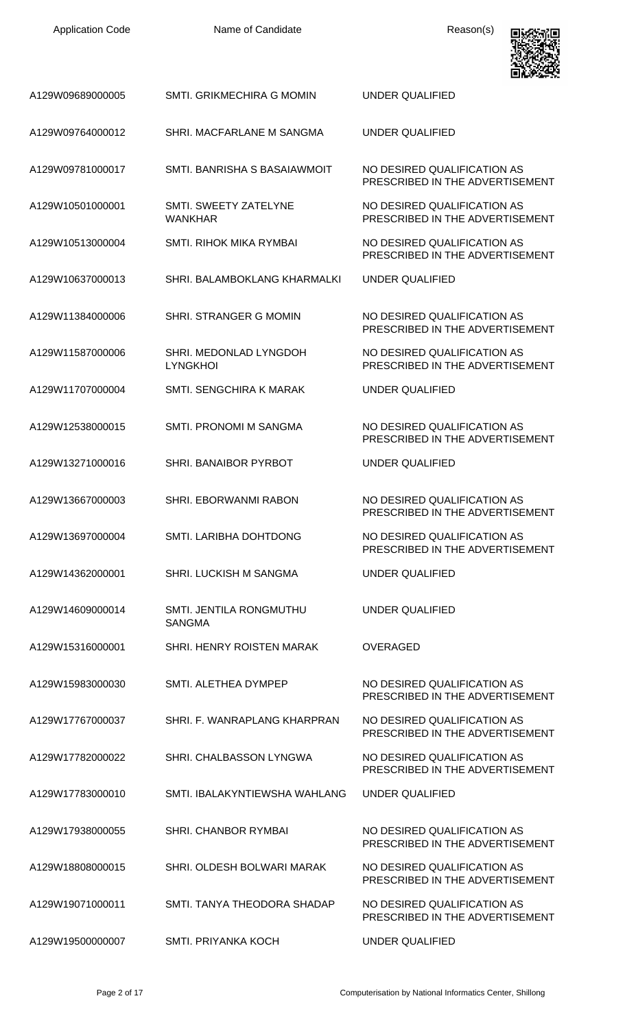| Application Code | Name of Candidate | Reason(s) |
| --- | --- | --- |
| A129W09689000005 | SMTI. GRIKMECHIRA G MOMIN | UNDER QUALIFIED |
| A129W09764000012 | SHRI. MACFARLANE M SANGMA | UNDER QUALIFIED |
| A129W09781000017 | SMTI. BANRISHA S BASAIAWMOIT | NO DESIRED QUALIFICATION AS PRESCRIBED IN THE ADVERTISEMENT |
| A129W10501000001 | SMTI. SWEETY ZATELYNE WANKHAR | NO DESIRED QUALIFICATION AS PRESCRIBED IN THE ADVERTISEMENT |
| A129W10513000004 | SMTI. RIHOK MIKA RYMBAI | NO DESIRED QUALIFICATION AS PRESCRIBED IN THE ADVERTISEMENT |
| A129W10637000013 | SHRI. BALAMBOKLANG KHARMALKI | UNDER QUALIFIED |
| A129W11384000006 | SHRI. STRANGER G MOMIN | NO DESIRED QUALIFICATION AS PRESCRIBED IN THE ADVERTISEMENT |
| A129W11587000006 | SHRI. MEDONLAD LYNGDOH LYNGKHOI | NO DESIRED QUALIFICATION AS PRESCRIBED IN THE ADVERTISEMENT |
| A129W11707000004 | SMTI. SENGCHIRA K MARAK | UNDER QUALIFIED |
| A129W12538000015 | SMTI. PRONOMI M SANGMA | NO DESIRED QUALIFICATION AS PRESCRIBED IN THE ADVERTISEMENT |
| A129W13271000016 | SHRI. BANAIBOR PYRBOT | UNDER QUALIFIED |
| A129W13667000003 | SHRI. EBORWANMI RABON | NO DESIRED QUALIFICATION AS PRESCRIBED IN THE ADVERTISEMENT |
| A129W13697000004 | SMTI. LARIBHA DOHTDONG | NO DESIRED QUALIFICATION AS PRESCRIBED IN THE ADVERTISEMENT |
| A129W14362000001 | SHRI. LUCKISH M SANGMA | UNDER QUALIFIED |
| A129W14609000014 | SMTI. JENTILA RONGMUTHU SANGMA | UNDER QUALIFIED |
| A129W15316000001 | SHRI. HENRY ROISTEN MARAK | OVERAGED |
| A129W15983000030 | SMTI. ALETHEA DYMPEP | NO DESIRED QUALIFICATION AS PRESCRIBED IN THE ADVERTISEMENT |
| A129W17767000037 | SHRI. F. WANRAPLANG KHARPRAN | NO DESIRED QUALIFICATION AS PRESCRIBED IN THE ADVERTISEMENT |
| A129W17782000022 | SHRI. CHALBASSON LYNGWA | NO DESIRED QUALIFICATION AS PRESCRIBED IN THE ADVERTISEMENT |
| A129W17783000010 | SMTI. IBALAKYNTIEWSHA WAHLANG | UNDER QUALIFIED |
| A129W17938000055 | SHRI. CHANBOR RYMBAI | NO DESIRED QUALIFICATION AS PRESCRIBED IN THE ADVERTISEMENT |
| A129W18808000015 | SHRI. OLDESH BOLWARI MARAK | NO DESIRED QUALIFICATION AS PRESCRIBED IN THE ADVERTISEMENT |
| A129W19071000011 | SMTI. TANYA THEODORA SHADAP | NO DESIRED QUALIFICATION AS PRESCRIBED IN THE ADVERTISEMENT |
| A129W19500000007 | SMTI. PRIYANKA KOCH | UNDER QUALIFIED |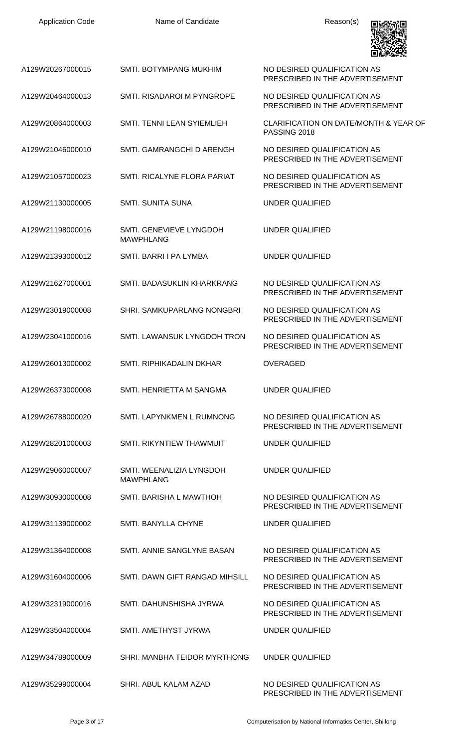| Application Code | Name of Candidate | Reason(s) |
| --- | --- | --- |
| A129W20267000015 | SMTI. BOTYMPANG MUKHIM | NO DESIRED QUALIFICATION AS PRESCRIBED IN THE ADVERTISEMENT |
| A129W20464000013 | SMTI. RISADAROI M PYNGROPE | NO DESIRED QUALIFICATION AS PRESCRIBED IN THE ADVERTISEMENT |
| A129W20864000003 | SMTI. TENNI LEAN SYIEMLIEH | CLARIFICATION ON DATE/MONTH & YEAR OF PASSING 2018 |
| A129W21046000010 | SMTI. GAMRANGCHI D ARENGH | NO DESIRED QUALIFICATION AS PRESCRIBED IN THE ADVERTISEMENT |
| A129W21057000023 | SMTI. RICALYNE FLORA PARIAT | NO DESIRED QUALIFICATION AS PRESCRIBED IN THE ADVERTISEMENT |
| A129W21130000005 | SMTI. SUNITA SUNA | UNDER QUALIFIED |
| A129W21198000016 | SMTI. GENEVIEVE LYNGDOH MAWPHLANG | UNDER QUALIFIED |
| A129W21393000012 | SMTI. BARRI I PA LYMBA | UNDER QUALIFIED |
| A129W21627000001 | SMTI. BADASUKLIN KHARKRANG | NO DESIRED QUALIFICATION AS PRESCRIBED IN THE ADVERTISEMENT |
| A129W23019000008 | SHRI. SAMKUPARLANG NONGBRI | NO DESIRED QUALIFICATION AS PRESCRIBED IN THE ADVERTISEMENT |
| A129W23041000016 | SMTI. LAWANSUK LYNGDOH TRON | NO DESIRED QUALIFICATION AS PRESCRIBED IN THE ADVERTISEMENT |
| A129W26013000002 | SMTI. RIPHIKADALIN DKHAR | OVERAGED |
| A129W26373000008 | SMTI. HENRIETTA M SANGMA | UNDER QUALIFIED |
| A129W26788000020 | SMTI. LAPYNKMEN L RUMNONG | NO DESIRED QUALIFICATION AS PRESCRIBED IN THE ADVERTISEMENT |
| A129W28201000003 | SMTI. RIKYNTIEW THAWMUIT | UNDER QUALIFIED |
| A129W29060000007 | SMTI. WEENALIZIA LYNGDOH MAWPHLANG | UNDER QUALIFIED |
| A129W30930000008 | SMTI. BARISHA L MAWTHOH | NO DESIRED QUALIFICATION AS PRESCRIBED IN THE ADVERTISEMENT |
| A129W31139000002 | SMTI. BANYLLA CHYNE | UNDER QUALIFIED |
| A129W31364000008 | SMTI. ANNIE SANGLYNE BASAN | NO DESIRED QUALIFICATION AS PRESCRIBED IN THE ADVERTISEMENT |
| A129W31604000006 | SMTI. DAWN GIFT RANGAD MIHSILL | NO DESIRED QUALIFICATION AS PRESCRIBED IN THE ADVERTISEMENT |
| A129W32319000016 | SMTI. DAHUNSHISHA JYRWA | NO DESIRED QUALIFICATION AS PRESCRIBED IN THE ADVERTISEMENT |
| A129W33504000004 | SMTI. AMETHYST JYRWA | UNDER QUALIFIED |
| A129W34789000009 | SHRI. MANBHA TEIDOR MYRTHONG | UNDER QUALIFIED |
| A129W35299000004 | SHRI. ABUL KALAM AZAD | NO DESIRED QUALIFICATION AS PRESCRIBED IN THE ADVERTISEMENT |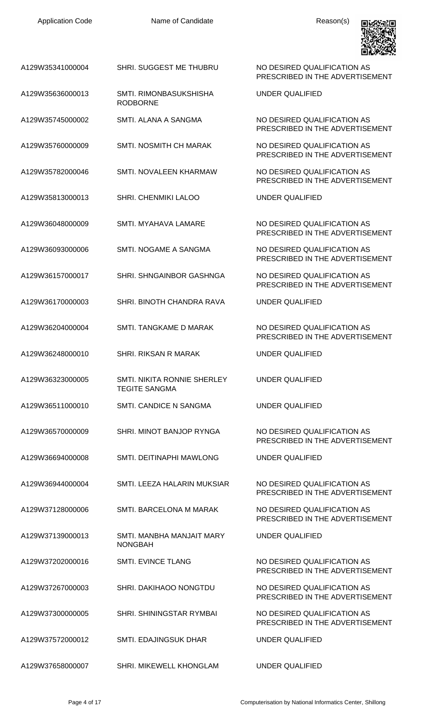| Application Code | Name of Candidate | Reason(s) |
|---|---|---|
| A129W35341000004 | SHRI. SUGGEST ME THUBRU | NO DESIRED QUALIFICATION AS PRESCRIBED IN THE ADVERTISEMENT |
| A129W35636000013 | SMTI. RIMONBASUKSHISHA RODBORNE | UNDER QUALIFIED |
| A129W35745000002 | SMTI. ALANA A SANGMA | NO DESIRED QUALIFICATION AS PRESCRIBED IN THE ADVERTISEMENT |
| A129W35760000009 | SMTI. NOSMITH CH MARAK | NO DESIRED QUALIFICATION AS PRESCRIBED IN THE ADVERTISEMENT |
| A129W35782000046 | SMTI. NOVALEEN KHARMAW | NO DESIRED QUALIFICATION AS PRESCRIBED IN THE ADVERTISEMENT |
| A129W35813000013 | SHRI. CHENMIKI LALOO | UNDER QUALIFIED |
| A129W36048000009 | SMTI. MYAHAVA LAMARE | NO DESIRED QUALIFICATION AS PRESCRIBED IN THE ADVERTISEMENT |
| A129W36093000006 | SMTI. NOGAME A SANGMA | NO DESIRED QUALIFICATION AS PRESCRIBED IN THE ADVERTISEMENT |
| A129W36157000017 | SHRI. SHNGAINBOR GASHNGA | NO DESIRED QUALIFICATION AS PRESCRIBED IN THE ADVERTISEMENT |
| A129W36170000003 | SHRI. BINOTH CHANDRA RAVA | UNDER QUALIFIED |
| A129W36204000004 | SMTI. TANGKAME D MARAK | NO DESIRED QUALIFICATION AS PRESCRIBED IN THE ADVERTISEMENT |
| A129W36248000010 | SHRI. RIKSAN R MARAK | UNDER QUALIFIED |
| A129W36323000005 | SMTI. NIKITA RONNIE SHERLEY TEGITE SANGMA | UNDER QUALIFIED |
| A129W36511000010 | SMTI. CANDICE N SANGMA | UNDER QUALIFIED |
| A129W36570000009 | SHRI. MINOT BANJOP RYNGA | NO DESIRED QUALIFICATION AS PRESCRIBED IN THE ADVERTISEMENT |
| A129W36694000008 | SMTI. DEITINAPHI MAWLONG | UNDER QUALIFIED |
| A129W36944000004 | SMTI. LEEZA HALARIN MUKSIAR | NO DESIRED QUALIFICATION AS PRESCRIBED IN THE ADVERTISEMENT |
| A129W37128000006 | SMTI. BARCELONA M MARAK | NO DESIRED QUALIFICATION AS PRESCRIBED IN THE ADVERTISEMENT |
| A129W37139000013 | SMTI. MANBHA MANJAIT MARY NONGBAH | UNDER QUALIFIED |
| A129W37202000016 | SMTI. EVINCE TLANG | NO DESIRED QUALIFICATION AS PRESCRIBED IN THE ADVERTISEMENT |
| A129W37267000003 | SHRI. DAKIHAOO NONGTDU | NO DESIRED QUALIFICATION AS PRESCRIBED IN THE ADVERTISEMENT |
| A129W37300000005 | SHRI. SHININGSTAR RYMBAI | NO DESIRED QUALIFICATION AS PRESCRIBED IN THE ADVERTISEMENT |
| A129W37572000012 | SMTI. EDAJINGSUK DHAR | UNDER QUALIFIED |
| A129W37658000007 | SHRI. MIKEWELL KHONGLAM | UNDER QUALIFIED |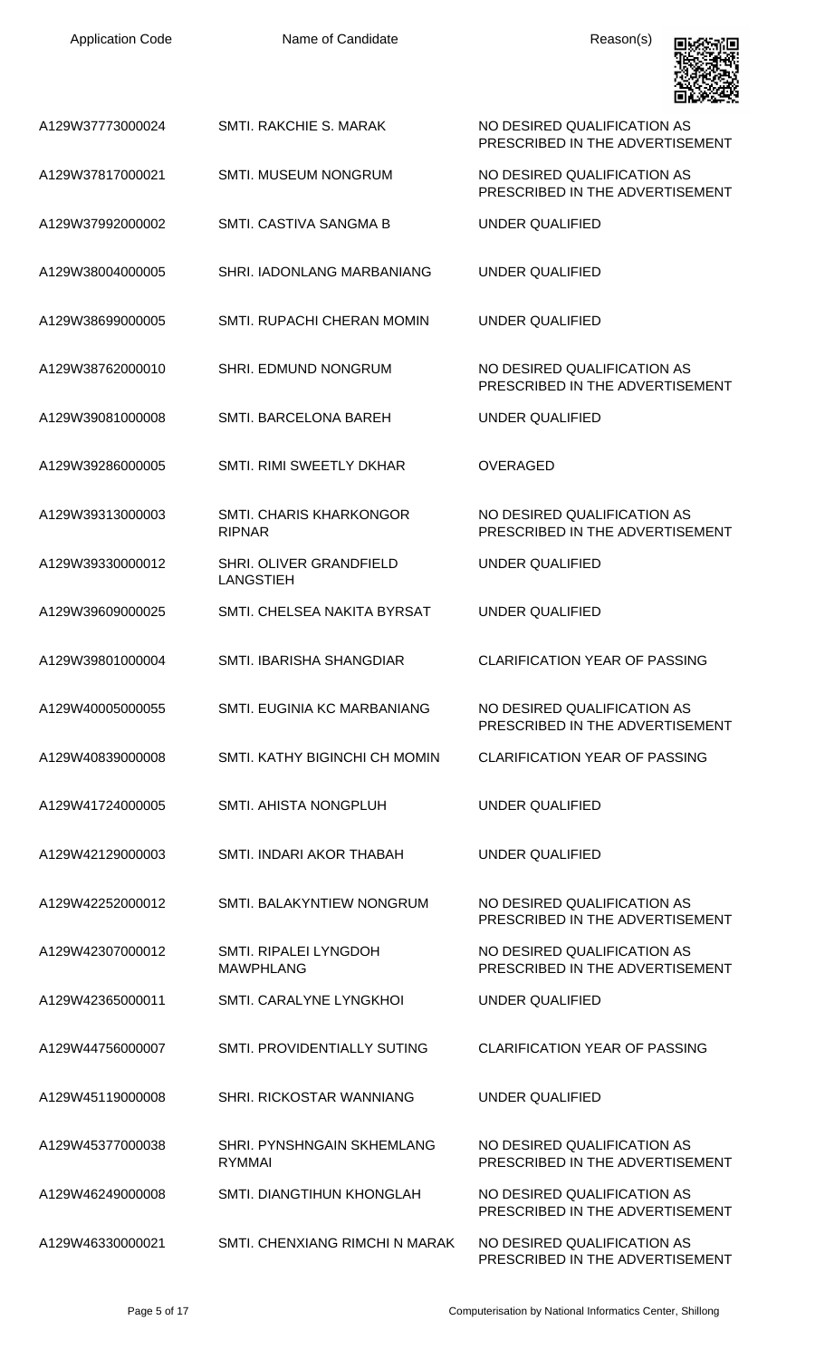| Application Code | Name of Candidate | Reason(s) |
| --- | --- | --- |
| A129W37773000024 | SMTI. RAKCHIE S. MARAK | NO DESIRED QUALIFICATION AS PRESCRIBED IN THE ADVERTISEMENT |
| A129W37817000021 | SMTI. MUSEUM NONGRUM | NO DESIRED QUALIFICATION AS PRESCRIBED IN THE ADVERTISEMENT |
| A129W37992000002 | SMTI. CASTIVA SANGMA B | UNDER QUALIFIED |
| A129W38004000005 | SHRI. IADONLANG MARBANIANG | UNDER QUALIFIED |
| A129W38699000005 | SMTI. RUPACHI CHERAN MOMIN | UNDER QUALIFIED |
| A129W38762000010 | SHRI. EDMUND NONGRUM | NO DESIRED QUALIFICATION AS PRESCRIBED IN THE ADVERTISEMENT |
| A129W39081000008 | SMTI. BARCELONA BAREH | UNDER QUALIFIED |
| A129W39286000005 | SMTI. RIMI SWEETLY DKHAR | OVERAGED |
| A129W39313000003 | SMTI. CHARIS KHARKONGOR RIPNAR | NO DESIRED QUALIFICATION AS PRESCRIBED IN THE ADVERTISEMENT |
| A129W39330000012 | SHRI. OLIVER GRANDFIELD LANGSTIEH | UNDER QUALIFIED |
| A129W39609000025 | SMTI. CHELSEA NAKITA BYRSAT | UNDER QUALIFIED |
| A129W39801000004 | SMTI. IBARISHA SHANGDIAR | CLARIFICATION YEAR OF PASSING |
| A129W40005000055 | SMTI. EUGINIA KC MARBANIANG | NO DESIRED QUALIFICATION AS PRESCRIBED IN THE ADVERTISEMENT |
| A129W40839000008 | SMTI. KATHY BIGINCHI CH MOMIN | CLARIFICATION YEAR OF PASSING |
| A129W41724000005 | SMTI. AHISTA NONGPLUH | UNDER QUALIFIED |
| A129W42129000003 | SMTI. INDARI AKOR THABAH | UNDER QUALIFIED |
| A129W42252000012 | SMTI. BALAKYNTIEW NONGRUM | NO DESIRED QUALIFICATION AS PRESCRIBED IN THE ADVERTISEMENT |
| A129W42307000012 | SMTI. RIPALEI LYNGDOH MAWPHLANG | NO DESIRED QUALIFICATION AS PRESCRIBED IN THE ADVERTISEMENT |
| A129W42365000011 | SMTI. CARALYNE LYNGKHOI | UNDER QUALIFIED |
| A129W44756000007 | SMTI. PROVIDENTIALLY SUTING | CLARIFICATION YEAR OF PASSING |
| A129W45119000008 | SHRI. RICKOSTAR WANNIANG | UNDER QUALIFIED |
| A129W45377000038 | SHRI. PYNSHNGAIN SKHEMLANG RYMMAI | NO DESIRED QUALIFICATION AS PRESCRIBED IN THE ADVERTISEMENT |
| A129W46249000008 | SMTI. DIANGTIHUN KHONGLAH | NO DESIRED QUALIFICATION AS PRESCRIBED IN THE ADVERTISEMENT |
| A129W46330000021 | SMTI. CHENXIANG RIMCHI N MARAK | NO DESIRED QUALIFICATION AS PRESCRIBED IN THE ADVERTISEMENT |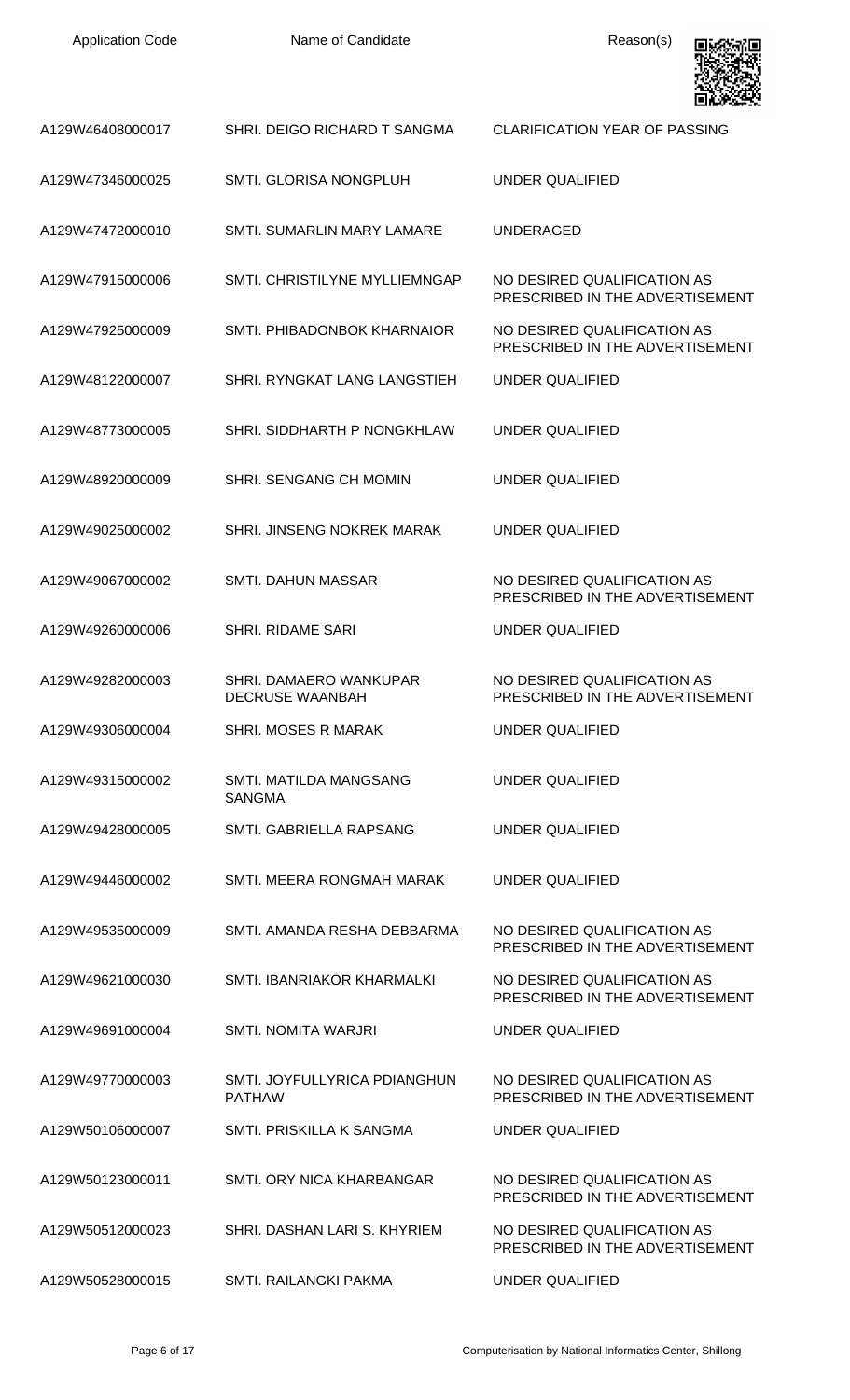| Application Code | Name of Candidate | Reason(s) |
|---|---|---|
| A129W46408000017 | SHRI. DEIGO RICHARD T SANGMA | CLARIFICATION YEAR OF PASSING |
| A129W47346000025 | SMTI. GLORISA NONGPLUH | UNDER QUALIFIED |
| A129W47472000010 | SMTI. SUMARLIN MARY LAMARE | UNDERAGED |
| A129W47915000006 | SMTI. CHRISTILYNE MYLLIEMNGAP | NO DESIRED QUALIFICATION AS PRESCRIBED IN THE ADVERTISEMENT |
| A129W47925000009 | SMTI. PHIBADONBOK KHARNAIOR | NO DESIRED QUALIFICATION AS PRESCRIBED IN THE ADVERTISEMENT |
| A129W48122000007 | SHRI. RYNGKAT LANG LANGSTIEH | UNDER QUALIFIED |
| A129W48773000005 | SHRI. SIDDHARTH P NONGKHLAW | UNDER QUALIFIED |
| A129W48920000009 | SHRI. SENGANG CH MOMIN | UNDER QUALIFIED |
| A129W49025000002 | SHRI. JINSENG NOKREK MARAK | UNDER QUALIFIED |
| A129W49067000002 | SMTI. DAHUN MASSAR | NO DESIRED QUALIFICATION AS PRESCRIBED IN THE ADVERTISEMENT |
| A129W49260000006 | SHRI. RIDAME SARI | UNDER QUALIFIED |
| A129W49282000003 | SHRI. DAMAERO WANKUPAR DECRUSE WAANBAH | NO DESIRED QUALIFICATION AS PRESCRIBED IN THE ADVERTISEMENT |
| A129W49306000004 | SHRI. MOSES R MARAK | UNDER QUALIFIED |
| A129W49315000002 | SMTI. MATILDA MANGSANG SANGMA | UNDER QUALIFIED |
| A129W49428000005 | SMTI. GABRIELLA RAPSANG | UNDER QUALIFIED |
| A129W49446000002 | SMTI. MEERA RONGMAH MARAK | UNDER QUALIFIED |
| A129W49535000009 | SMTI. AMANDA RESHA DEBBARMA | NO DESIRED QUALIFICATION AS PRESCRIBED IN THE ADVERTISEMENT |
| A129W49621000030 | SMTI. IBANRIAKOR KHARMALKI | NO DESIRED QUALIFICATION AS PRESCRIBED IN THE ADVERTISEMENT |
| A129W49691000004 | SMTI. NOMITA WARJRI | UNDER QUALIFIED |
| A129W49770000003 | SMTI. JOYFULLYRICA PDIANGHUN PATHAW | NO DESIRED QUALIFICATION AS PRESCRIBED IN THE ADVERTISEMENT |
| A129W50106000007 | SMTI. PRISKILLA K SANGMA | UNDER QUALIFIED |
| A129W50123000011 | SMTI. ORY NICA KHARBANGAR | NO DESIRED QUALIFICATION AS PRESCRIBED IN THE ADVERTISEMENT |
| A129W50512000023 | SHRI. DASHAN LARI S. KHYRIEM | NO DESIRED QUALIFICATION AS PRESCRIBED IN THE ADVERTISEMENT |
| A129W50528000015 | SMTI. RAILANGKI PAKMA | UNDER QUALIFIED |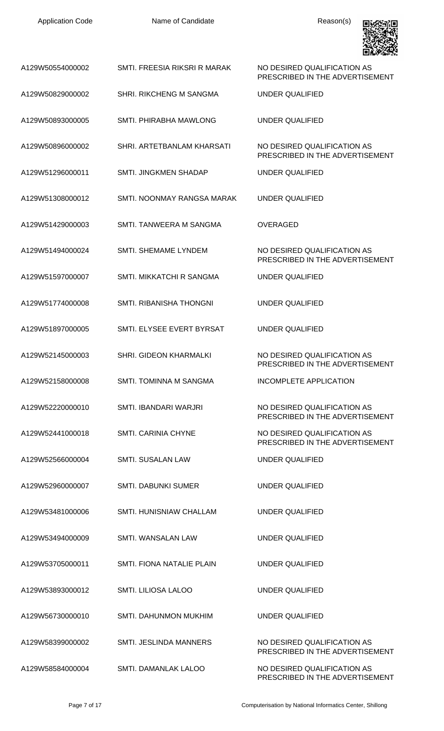| Application Code | Name of Candidate | Reason(s) |
| --- | --- | --- |
| A129W50554000002 | SMTI. FREESIA RIKSRI R MARAK | NO DESIRED QUALIFICATION AS PRESCRIBED IN THE ADVERTISEMENT |
| A129W50829000002 | SHRI. RIKCHENG M SANGMA | UNDER QUALIFIED |
| A129W50893000005 | SMTI. PHIRABHA MAWLONG | UNDER QUALIFIED |
| A129W50896000002 | SHRI. ARTETBANLAM KHARSATI | NO DESIRED QUALIFICATION AS PRESCRIBED IN THE ADVERTISEMENT |
| A129W51296000011 | SMTI. JINGKMEN SHADAP | UNDER QUALIFIED |
| A129W51308000012 | SMTI. NOONMAY RANGSA MARAK | UNDER QUALIFIED |
| A129W51429000003 | SMTI. TANWEERA M SANGMA | OVERAGED |
| A129W51494000024 | SMTI. SHEMAME LYNDEM | NO DESIRED QUALIFICATION AS PRESCRIBED IN THE ADVERTISEMENT |
| A129W51597000007 | SMTI. MIKKATCHI R SANGMA | UNDER QUALIFIED |
| A129W51774000008 | SMTI. RIBANISHA THONGNI | UNDER QUALIFIED |
| A129W51897000005 | SMTI. ELYSEE EVERT BYRSAT | UNDER QUALIFIED |
| A129W52145000003 | SHRI. GIDEON KHARMALKI | NO DESIRED QUALIFICATION AS PRESCRIBED IN THE ADVERTISEMENT |
| A129W52158000008 | SMTI. TOMINNA M SANGMA | INCOMPLETE APPLICATION |
| A129W52220000010 | SMTI. IBANDARI WARJRI | NO DESIRED QUALIFICATION AS PRESCRIBED IN THE ADVERTISEMENT |
| A129W52441000018 | SMTI. CARINIA CHYNE | NO DESIRED QUALIFICATION AS PRESCRIBED IN THE ADVERTISEMENT |
| A129W52566000004 | SMTI. SUSALAN LAW | UNDER QUALIFIED |
| A129W52960000007 | SMTI. DABUNKI SUMER | UNDER QUALIFIED |
| A129W53481000006 | SMTI. HUNISNIAW CHALLAM | UNDER QUALIFIED |
| A129W53494000009 | SMTI. WANSALAN LAW | UNDER QUALIFIED |
| A129W53705000011 | SMTI. FIONA NATALIE PLAIN | UNDER QUALIFIED |
| A129W53893000012 | SMTI. LILIOSA LALOO | UNDER QUALIFIED |
| A129W56730000010 | SMTI. DAHUNMON MUKHIM | UNDER QUALIFIED |
| A129W58399000002 | SMTI. JESLINDA MANNERS | NO DESIRED QUALIFICATION AS PRESCRIBED IN THE ADVERTISEMENT |
| A129W58584000004 | SMTI. DAMANLAK LALOO | NO DESIRED QUALIFICATION AS PRESCRIBED IN THE ADVERTISEMENT |

Computerisation by National Informatics Center, Shillong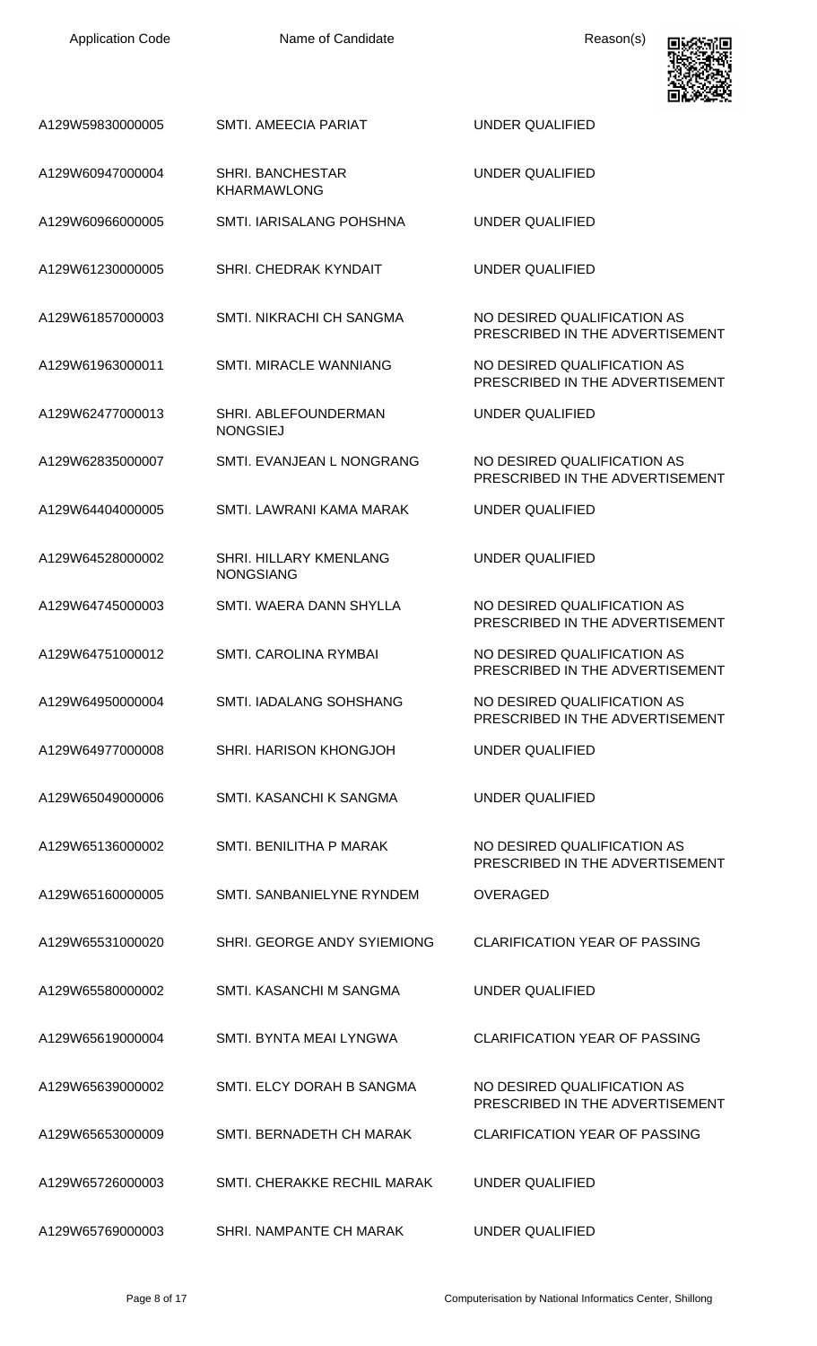| Application Code | Name of Candidate | Reason(s) |
|---|---|---|
| A129W59830000005 | SMTI. AMEECIA PARIAT | UNDER QUALIFIED |
| A129W60947000004 | SHRI. BANCHESTAR KHARMAWLONG | UNDER QUALIFIED |
| A129W60966000005 | SMTI. IARISALANG POHSHNA | UNDER QUALIFIED |
| A129W61230000005 | SHRI. CHEDRAK KYNDAIT | UNDER QUALIFIED |
| A129W61857000003 | SMTI. NIKRACHI CH SANGMA | NO DESIRED QUALIFICATION AS PRESCRIBED IN THE ADVERTISEMENT |
| A129W61963000011 | SMTI. MIRACLE WANNIANG | NO DESIRED QUALIFICATION AS PRESCRIBED IN THE ADVERTISEMENT |
| A129W62477000013 | SHRI. ABLEFOUNDERMAN NONGSIEJ | UNDER QUALIFIED |
| A129W62835000007 | SMTI. EVANJEAN L NONGRANG | NO DESIRED QUALIFICATION AS PRESCRIBED IN THE ADVERTISEMENT |
| A129W64404000005 | SMTI. LAWRANI KAMA MARAK | UNDER QUALIFIED |
| A129W64528000002 | SHRI. HILLARY KMENLANG NONGSIANG | UNDER QUALIFIED |
| A129W64745000003 | SMTI. WAERA DANN SHYLLA | NO DESIRED QUALIFICATION AS PRESCRIBED IN THE ADVERTISEMENT |
| A129W64751000012 | SMTI. CAROLINA RYMBAI | NO DESIRED QUALIFICATION AS PRESCRIBED IN THE ADVERTISEMENT |
| A129W64950000004 | SMTI. IADALANG SOHSHANG | NO DESIRED QUALIFICATION AS PRESCRIBED IN THE ADVERTISEMENT |
| A129W64977000008 | SHRI. HARISON KHONGJOH | UNDER QUALIFIED |
| A129W65049000006 | SMTI. KASANCHI K SANGMA | UNDER QUALIFIED |
| A129W65136000002 | SMTI. BENILITHA P MARAK | NO DESIRED QUALIFICATION AS PRESCRIBED IN THE ADVERTISEMENT |
| A129W65160000005 | SMTI. SANBANIELYNE RYNDEM | OVERAGED |
| A129W65531000020 | SHRI. GEORGE ANDY SYIEMIONG | CLARIFICATION YEAR OF PASSING |
| A129W65580000002 | SMTI. KASANCHI M SANGMA | UNDER QUALIFIED |
| A129W65619000004 | SMTI. BYNTA MEAI LYNGWA | CLARIFICATION YEAR OF PASSING |
| A129W65639000002 | SMTI. ELCY DORAH B SANGMA | NO DESIRED QUALIFICATION AS PRESCRIBED IN THE ADVERTISEMENT |
| A129W65653000009 | SMTI. BERNADETH CH MARAK | CLARIFICATION YEAR OF PASSING |
| A129W65726000003 | SMTI. CHERAKKE RECHIL MARAK | UNDER QUALIFIED |
| A129W65769000003 | SHRI. NAMPANTE CH MARAK | UNDER QUALIFIED |

Computerisation by National Informatics Center, Shillong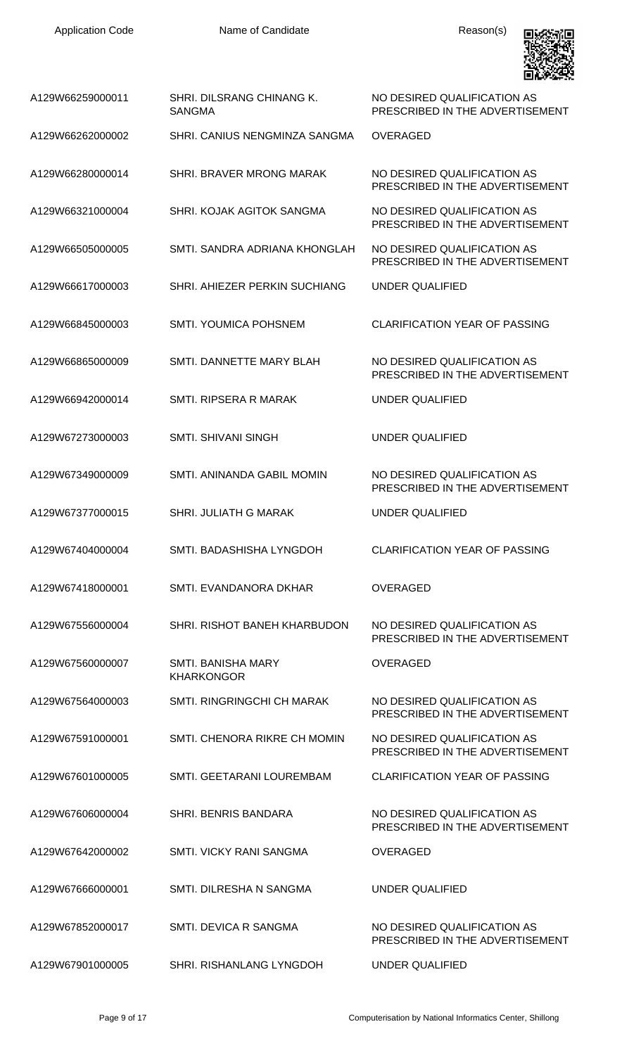| Application Code | Name of Candidate | Reason(s) |
| --- | --- | --- |
| A129W66259000011 | SHRI. DILSRANG CHINANG K. SANGMA | NO DESIRED QUALIFICATION AS PRESCRIBED IN THE ADVERTISEMENT |
| A129W66262000002 | SHRI. CANIUS NENGMINZA SANGMA | OVERAGED |
| A129W66280000014 | SHRI. BRAVER MRONG MARAK | NO DESIRED QUALIFICATION AS PRESCRIBED IN THE ADVERTISEMENT |
| A129W66321000004 | SHRI. KOJAK AGITOK SANGMA | NO DESIRED QUALIFICATION AS PRESCRIBED IN THE ADVERTISEMENT |
| A129W66505000005 | SMTI. SANDRA ADRIANA KHONGLAH | NO DESIRED QUALIFICATION AS PRESCRIBED IN THE ADVERTISEMENT |
| A129W66617000003 | SHRI. AHIEZER PERKIN SUCHIANG | UNDER QUALIFIED |
| A129W66845000003 | SMTI. YOUMICA POHSNEM | CLARIFICATION YEAR OF PASSING |
| A129W66865000009 | SMTI. DANNETTE MARY BLAH | NO DESIRED QUALIFICATION AS PRESCRIBED IN THE ADVERTISEMENT |
| A129W66942000014 | SMTI. RIPSERA R MARAK | UNDER QUALIFIED |
| A129W67273000003 | SMTI. SHIVANI SINGH | UNDER QUALIFIED |
| A129W67349000009 | SMTI. ANINANDA GABIL MOMIN | NO DESIRED QUALIFICATION AS PRESCRIBED IN THE ADVERTISEMENT |
| A129W67377000015 | SHRI. JULIATH G MARAK | UNDER QUALIFIED |
| A129W67404000004 | SMTI. BADASHISHA LYNGDOH | CLARIFICATION YEAR OF PASSING |
| A129W67418000001 | SMTI. EVANDANORA DKHAR | OVERAGED |
| A129W67556000004 | SHRI. RISHOT BANEH KHARBUDON | NO DESIRED QUALIFICATION AS PRESCRIBED IN THE ADVERTISEMENT |
| A129W67560000007 | SMTI. BANISHA MARY KHARKONGOR | OVERAGED |
| A129W67564000003 | SMTI. RINGRINGCHI CH MARAK | NO DESIRED QUALIFICATION AS PRESCRIBED IN THE ADVERTISEMENT |
| A129W67591000001 | SMTI. CHENORA RIKRE CH MOMIN | NO DESIRED QUALIFICATION AS PRESCRIBED IN THE ADVERTISEMENT |
| A129W67601000005 | SMTI. GEETARANI LOUREMBAM | CLARIFICATION YEAR OF PASSING |
| A129W67606000004 | SHRI. BENRIS BANDARA | NO DESIRED QUALIFICATION AS PRESCRIBED IN THE ADVERTISEMENT |
| A129W67642000002 | SMTI. VICKY RANI SANGMA | OVERAGED |
| A129W67666000001 | SMTI. DILRESHA N SANGMA | UNDER QUALIFIED |
| A129W67852000017 | SMTI. DEVICA R SANGMA | NO DESIRED QUALIFICATION AS PRESCRIBED IN THE ADVERTISEMENT |
| A129W67901000005 | SHRI. RISHANLANG LYNGDOH | UNDER QUALIFIED |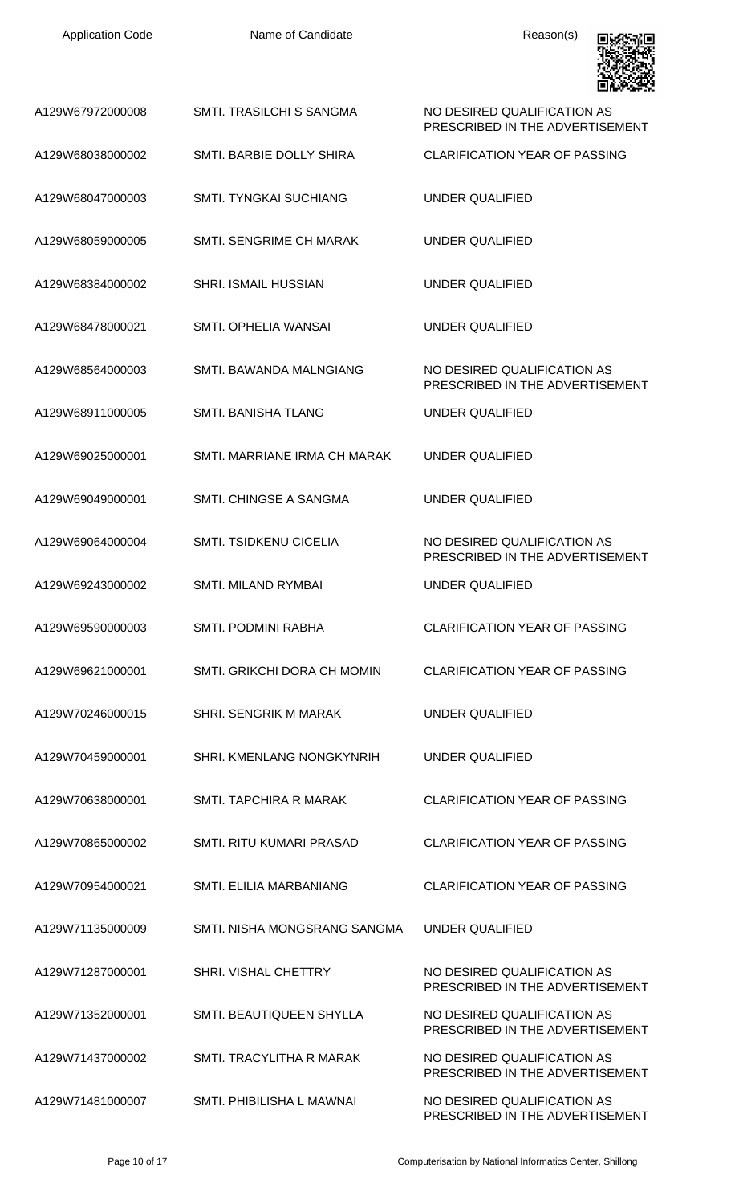| Application Code | Name of Candidate | Reason(s) |
| --- | --- | --- |
| A129W67972000008 | SMTI. TRASILCHI S SANGMA | NO DESIRED QUALIFICATION AS PRESCRIBED IN THE ADVERTISEMENT |
| A129W68038000002 | SMTI. BARBIE DOLLY SHIRA | CLARIFICATION YEAR OF PASSING |
| A129W68047000003 | SMTI. TYNGKAI SUCHIANG | UNDER QUALIFIED |
| A129W68059000005 | SMTI. SENGRIME CH MARAK | UNDER QUALIFIED |
| A129W68384000002 | SHRI. ISMAIL HUSSIAN | UNDER QUALIFIED |
| A129W68478000021 | SMTI. OPHELIA WANSAI | UNDER QUALIFIED |
| A129W68564000003 | SMTI. BAWANDA MALNGIANG | NO DESIRED QUALIFICATION AS PRESCRIBED IN THE ADVERTISEMENT |
| A129W68911000005 | SMTI. BANISHA TLANG | UNDER QUALIFIED |
| A129W69025000001 | SMTI. MARRIANE IRMA CH MARAK | UNDER QUALIFIED |
| A129W69049000001 | SMTI. CHINGSE A SANGMA | UNDER QUALIFIED |
| A129W69064000004 | SMTI. TSIDKENU CICELIA | NO DESIRED QUALIFICATION AS PRESCRIBED IN THE ADVERTISEMENT |
| A129W69243000002 | SMTI. MILAND RYMBAI | UNDER QUALIFIED |
| A129W69590000003 | SMTI. PODMINI RABHA | CLARIFICATION YEAR OF PASSING |
| A129W69621000001 | SMTI. GRIKCHI DORA CH MOMIN | CLARIFICATION YEAR OF PASSING |
| A129W70246000015 | SHRI. SENGRIK M MARAK | UNDER QUALIFIED |
| A129W70459000001 | SHRI. KMENLANG NONGKYNRIH | UNDER QUALIFIED |
| A129W70638000001 | SMTI. TAPCHIRA R MARAK | CLARIFICATION YEAR OF PASSING |
| A129W70865000002 | SMTI. RITU KUMARI PRASAD | CLARIFICATION YEAR OF PASSING |
| A129W70954000021 | SMTI. ELILIA MARBANIANG | CLARIFICATION YEAR OF PASSING |
| A129W71135000009 | SMTI. NISHA MONGSRANG SANGMA | UNDER QUALIFIED |
| A129W71287000001 | SHRI. VISHAL CHETTRY | NO DESIRED QUALIFICATION AS PRESCRIBED IN THE ADVERTISEMENT |
| A129W71352000001 | SMTI. BEAUTIQUEEN SHYLLA | NO DESIRED QUALIFICATION AS PRESCRIBED IN THE ADVERTISEMENT |
| A129W71437000002 | SMTI. TRACYLITHA R MARAK | NO DESIRED QUALIFICATION AS PRESCRIBED IN THE ADVERTISEMENT |
| A129W71481000007 | SMTI. PHIBILISHA L MAWNAI | NO DESIRED QUALIFICATION AS PRESCRIBED IN THE ADVERTISEMENT |

Computerisation by National Informatics Center, Shillong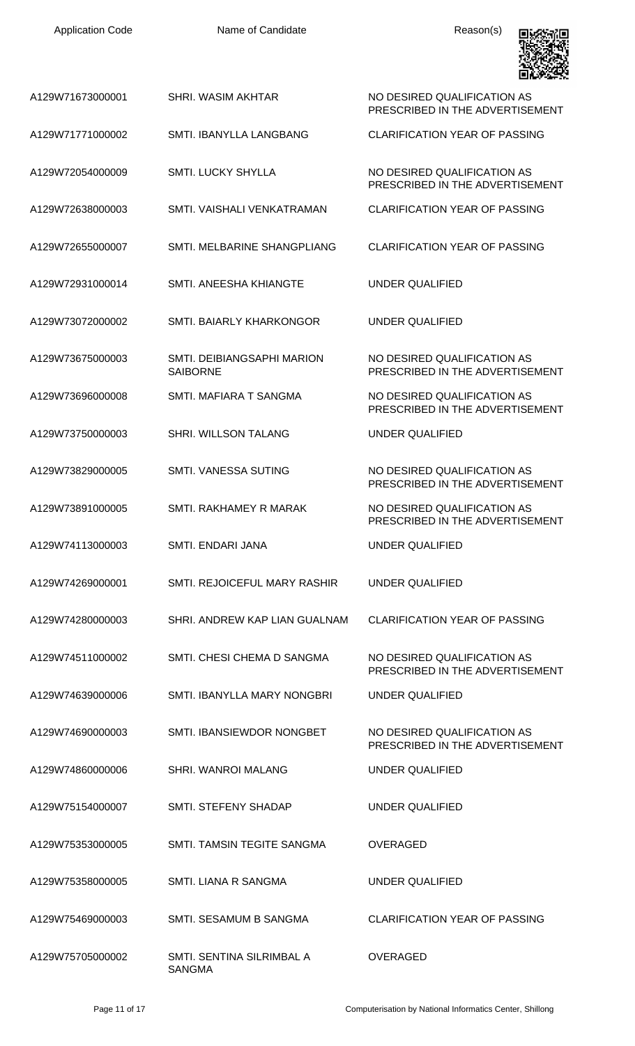| Application Code | Name of Candidate | Reason(s) |
|---|---|---|
| A129W71673000001 | SHRI. WASIM AKHTAR | NO DESIRED QUALIFICATION AS PRESCRIBED IN THE ADVERTISEMENT |
| A129W71771000002 | SMTI. IBANYLLA LANGBANG | CLARIFICATION YEAR OF PASSING |
| A129W72054000009 | SMTI. LUCKY SHYLLA | NO DESIRED QUALIFICATION AS PRESCRIBED IN THE ADVERTISEMENT |
| A129W72638000003 | SMTI. VAISHALI VENKATRAMAN | CLARIFICATION YEAR OF PASSING |
| A129W72655000007 | SMTI. MELBARINE SHANGPLIANG | CLARIFICATION YEAR OF PASSING |
| A129W72931000014 | SMTI. ANEESHA KHIANGTE | UNDER QUALIFIED |
| A129W73072000002 | SMTI. BAIARLY KHARKONGOR | UNDER QUALIFIED |
| A129W73675000003 | SMTI. DEIBIANGSAPHI MARION SAIBORNE | NO DESIRED QUALIFICATION AS PRESCRIBED IN THE ADVERTISEMENT |
| A129W73696000008 | SMTI. MAFIARA T SANGMA | NO DESIRED QUALIFICATION AS PRESCRIBED IN THE ADVERTISEMENT |
| A129W73750000003 | SHRI. WILLSON TALANG | UNDER QUALIFIED |
| A129W73829000005 | SMTI. VANESSA SUTING | NO DESIRED QUALIFICATION AS PRESCRIBED IN THE ADVERTISEMENT |
| A129W73891000005 | SMTI. RAKHAMEY R MARAK | NO DESIRED QUALIFICATION AS PRESCRIBED IN THE ADVERTISEMENT |
| A129W74113000003 | SMTI. ENDARI JANA | UNDER QUALIFIED |
| A129W74269000001 | SMTI. REJOICEFUL MARY RASHIR | UNDER QUALIFIED |
| A129W74280000003 | SHRI. ANDREW KAP LIAN GUALNAM | CLARIFICATION YEAR OF PASSING |
| A129W74511000002 | SMTI. CHESI CHEMA D SANGMA | NO DESIRED QUALIFICATION AS PRESCRIBED IN THE ADVERTISEMENT |
| A129W74639000006 | SMTI. IBANYLLA MARY NONGBRI | UNDER QUALIFIED |
| A129W74690000003 | SMTI. IBANSIEWDOR NONGBET | NO DESIRED QUALIFICATION AS PRESCRIBED IN THE ADVERTISEMENT |
| A129W74860000006 | SHRI. WANROI MALANG | UNDER QUALIFIED |
| A129W75154000007 | SMTI. STEFENY SHADAP | UNDER QUALIFIED |
| A129W75353000005 | SMTI. TAMSIN TEGITE SANGMA | OVERAGED |
| A129W75358000005 | SMTI. LIANA R SANGMA | UNDER QUALIFIED |
| A129W75469000003 | SMTI. SESAMUM B SANGMA | CLARIFICATION YEAR OF PASSING |
| A129W75705000002 | SMTI. SENTINA SILRIMBAL A SANGMA | OVERAGED |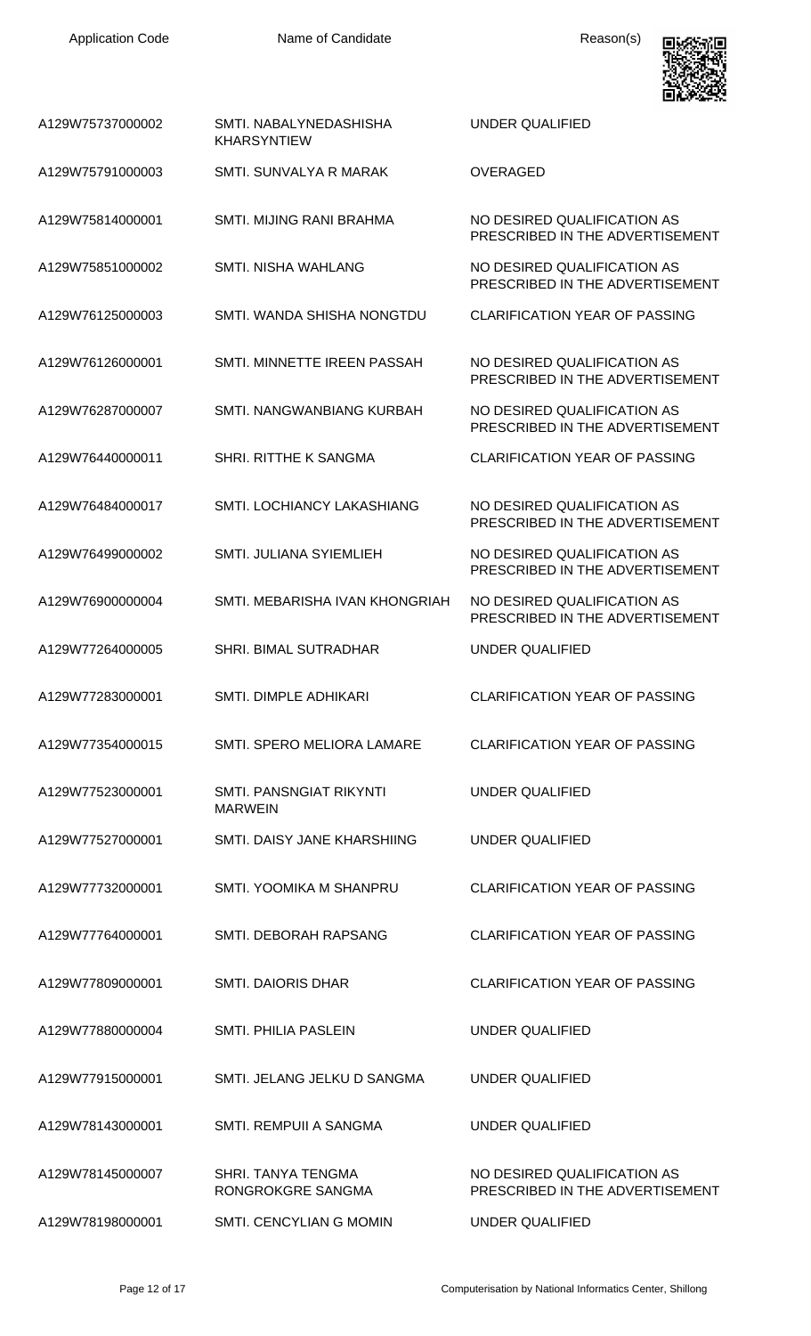| Application Code | Name of Candidate | Reason(s) |
|---|---|---|
| A129W75737000002 | SMTI. NABALYNEDASHISHA KHARSYNTIEW | UNDER QUALIFIED |
| A129W75791000003 | SMTI. SUNVALYA R MARAK | OVERAGED |
| A129W75814000001 | SMTI. MIJING RANI BRAHMA | NO DESIRED QUALIFICATION AS PRESCRIBED IN THE ADVERTISEMENT |
| A129W75851000002 | SMTI. NISHA WAHLANG | NO DESIRED QUALIFICATION AS PRESCRIBED IN THE ADVERTISEMENT |
| A129W76125000003 | SMTI. WANDA SHISHA NONGTDU | CLARIFICATION YEAR OF PASSING |
| A129W76126000001 | SMTI. MINNETTE IREEN PASSAH | NO DESIRED QUALIFICATION AS PRESCRIBED IN THE ADVERTISEMENT |
| A129W76287000007 | SMTI. NANGWANBIANG KURBAH | NO DESIRED QUALIFICATION AS PRESCRIBED IN THE ADVERTISEMENT |
| A129W76440000011 | SHRI. RITTHE K SANGMA | CLARIFICATION YEAR OF PASSING |
| A129W76484000017 | SMTI. LOCHIANCY LAKASHIANG | NO DESIRED QUALIFICATION AS PRESCRIBED IN THE ADVERTISEMENT |
| A129W76499000002 | SMTI. JULIANA SYIEMLIEH | NO DESIRED QUALIFICATION AS PRESCRIBED IN THE ADVERTISEMENT |
| A129W76900000004 | SMTI. MEBARISHA IVAN KHONGRIAH | NO DESIRED QUALIFICATION AS PRESCRIBED IN THE ADVERTISEMENT |
| A129W77264000005 | SHRI. BIMAL SUTRADHAR | UNDER QUALIFIED |
| A129W77283000001 | SMTI. DIMPLE ADHIKARI | CLARIFICATION YEAR OF PASSING |
| A129W77354000015 | SMTI. SPERO MELIORA LAMARE | CLARIFICATION YEAR OF PASSING |
| A129W77523000001 | SMTI. PANSNGIAT RIKYNTI MARWEIN | UNDER QUALIFIED |
| A129W77527000001 | SMTI. DAISY JANE KHARSHIING | UNDER QUALIFIED |
| A129W77732000001 | SMTI. YOOMIKA M SHANPRU | CLARIFICATION YEAR OF PASSING |
| A129W77764000001 | SMTI. DEBORAH RAPSANG | CLARIFICATION YEAR OF PASSING |
| A129W77809000001 | SMTI. DAIORIS DHAR | CLARIFICATION YEAR OF PASSING |
| A129W77880000004 | SMTI. PHILIA PASLEIN | UNDER QUALIFIED |
| A129W77915000001 | SMTI. JELANG JELKU D SANGMA | UNDER QUALIFIED |
| A129W78143000001 | SMTI. REMPUII A SANGMA | UNDER QUALIFIED |
| A129W78145000007 | SHRI. TANYA TENGMA RONGROKGRE SANGMA | NO DESIRED QUALIFICATION AS PRESCRIBED IN THE ADVERTISEMENT |
| A129W78198000001 | SMTI. CENCYLIAN G MOMIN | UNDER QUALIFIED |

Computerisation by National Informatics Center, Shillong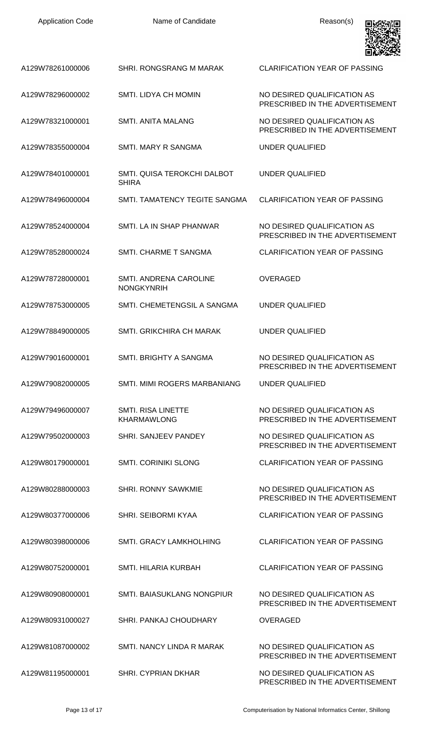| Application Code | Name of Candidate | Reason(s) |
|---|---|---|
| A129W78261000006 | SHRI. RONGSRANG M MARAK | CLARIFICATION YEAR OF PASSING |
| A129W78296000002 | SMTI. LIDYA CH MOMIN | NO DESIRED QUALIFICATION AS PRESCRIBED IN THE ADVERTISEMENT |
| A129W78321000001 | SMTI. ANITA MALANG | NO DESIRED QUALIFICATION AS PRESCRIBED IN THE ADVERTISEMENT |
| A129W78355000004 | SMTI. MARY R SANGMA | UNDER QUALIFIED |
| A129W78401000001 | SMTI. QUISA TEROKCHI DALBOT SHIRA | UNDER QUALIFIED |
| A129W78496000004 | SMTI. TAMATENCY TEGITE SANGMA | CLARIFICATION YEAR OF PASSING |
| A129W78524000004 | SMTI. LA IN SHAP PHANWAR | NO DESIRED QUALIFICATION AS PRESCRIBED IN THE ADVERTISEMENT |
| A129W78528000024 | SMTI. CHARME T SANGMA | CLARIFICATION YEAR OF PASSING |
| A129W78728000001 | SMTI. ANDRENA CAROLINE NONGKYNRIH | OVERAGED |
| A129W78753000005 | SMTI. CHEMETENGSIL A SANGMA | UNDER QUALIFIED |
| A129W78849000005 | SMTI. GRIKCHIRA CH MARAK | UNDER QUALIFIED |
| A129W79016000001 | SMTI. BRIGHTY A SANGMA | NO DESIRED QUALIFICATION AS PRESCRIBED IN THE ADVERTISEMENT |
| A129W79082000005 | SMTI. MIMI ROGERS MARBANIANG | UNDER QUALIFIED |
| A129W79496000007 | SMTI. RISA LINETTE KHARMAWLONG | NO DESIRED QUALIFICATION AS PRESCRIBED IN THE ADVERTISEMENT |
| A129W79502000003 | SHRI. SANJEEV PANDEY | NO DESIRED QUALIFICATION AS PRESCRIBED IN THE ADVERTISEMENT |
| A129W80179000001 | SMTI. CORINIKI SLONG | CLARIFICATION YEAR OF PASSING |
| A129W80288000003 | SHRI. RONNY SAWKMIE | NO DESIRED QUALIFICATION AS PRESCRIBED IN THE ADVERTISEMENT |
| A129W80377000006 | SHRI. SEIBORMI KYAA | CLARIFICATION YEAR OF PASSING |
| A129W80398000006 | SMTI. GRACY LAMKHOLHING | CLARIFICATION YEAR OF PASSING |
| A129W80752000001 | SMTI. HILARIA KURBAH | CLARIFICATION YEAR OF PASSING |
| A129W80908000001 | SMTI. BAIASUKLANG NONGPIUR | NO DESIRED QUALIFICATION AS PRESCRIBED IN THE ADVERTISEMENT |
| A129W80931000027 | SHRI. PANKAJ CHOUDHARY | OVERAGED |
| A129W81087000002 | SMTI. NANCY LINDA R MARAK | NO DESIRED QUALIFICATION AS PRESCRIBED IN THE ADVERTISEMENT |
| A129W81195000001 | SHRI. CYPRIAN DKHAR | NO DESIRED QUALIFICATION AS PRESCRIBED IN THE ADVERTISEMENT |

Computerisation by National Informatics Center, Shillong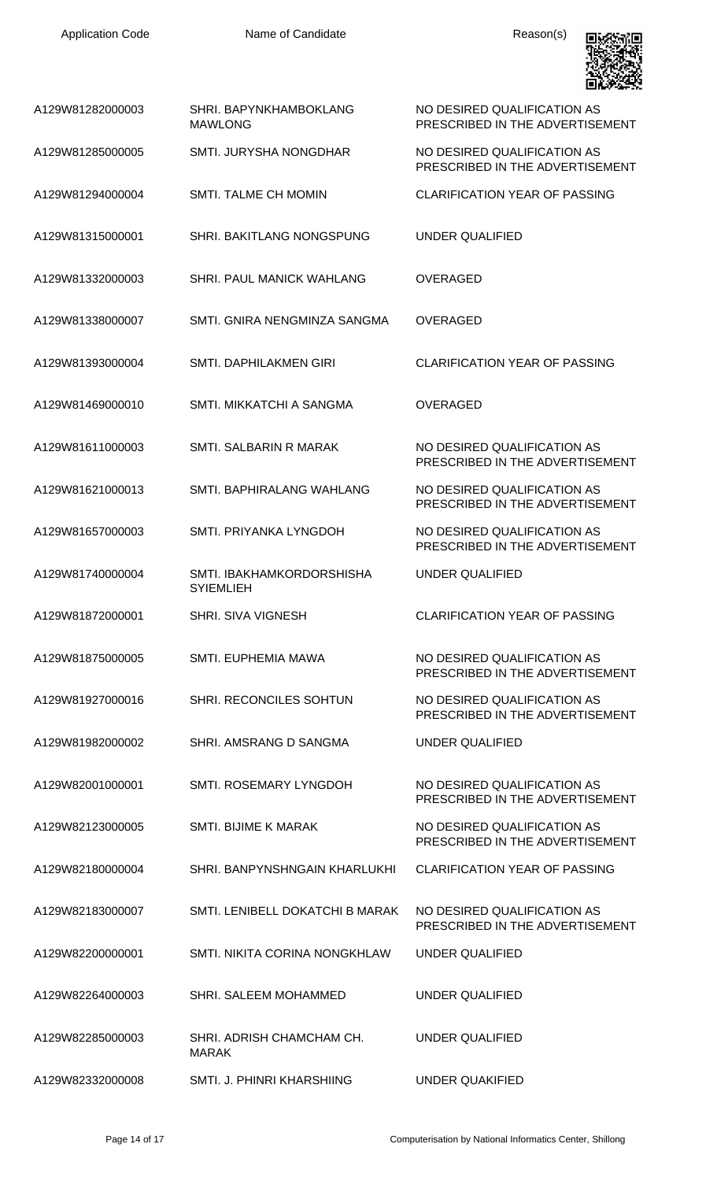| Application Code | Name of Candidate | Reason(s) |
| --- | --- | --- |
| A129W81282000003 | SHRI. BAPYNKHAMBOKLANG MAWLONG | NO DESIRED QUALIFICATION AS PRESCRIBED IN THE ADVERTISEMENT |
| A129W81285000005 | SMTI. JURYSHA NONGDHAR | NO DESIRED QUALIFICATION AS PRESCRIBED IN THE ADVERTISEMENT |
| A129W81294000004 | SMTI. TALME CH MOMIN | CLARIFICATION YEAR OF PASSING |
| A129W81315000001 | SHRI. BAKITLANG NONGSPUNG | UNDER QUALIFIED |
| A129W81332000003 | SHRI. PAUL MANICK WAHLANG | OVERAGED |
| A129W81338000007 | SMTI. GNIRA NENGMINZA SANGMA | OVERAGED |
| A129W81393000004 | SMTI. DAPHILAKMEN GIRI | CLARIFICATION YEAR OF PASSING |
| A129W81469000010 | SMTI. MIKKATCHI A SANGMA | OVERAGED |
| A129W81611000003 | SMTI. SALBARIN R MARAK | NO DESIRED QUALIFICATION AS PRESCRIBED IN THE ADVERTISEMENT |
| A129W81621000013 | SMTI. BAPHIRALANG WAHLANG | NO DESIRED QUALIFICATION AS PRESCRIBED IN THE ADVERTISEMENT |
| A129W81657000003 | SMTI. PRIYANKA LYNGDOH | NO DESIRED QUALIFICATION AS PRESCRIBED IN THE ADVERTISEMENT |
| A129W81740000004 | SMTI. IBAKHAMKORDORSHISHA SYIEMLIEH | UNDER QUALIFIED |
| A129W81872000001 | SHRI. SIVA VIGNESH | CLARIFICATION YEAR OF PASSING |
| A129W81875000005 | SMTI. EUPHEMIA MAWA | NO DESIRED QUALIFICATION AS PRESCRIBED IN THE ADVERTISEMENT |
| A129W81927000016 | SHRI. RECONCILES SOHTUN | NO DESIRED QUALIFICATION AS PRESCRIBED IN THE ADVERTISEMENT |
| A129W81982000002 | SHRI. AMSRANG D SANGMA | UNDER QUALIFIED |
| A129W82001000001 | SMTI. ROSEMARY LYNGDOH | NO DESIRED QUALIFICATION AS PRESCRIBED IN THE ADVERTISEMENT |
| A129W82123000005 | SMTI. BIJIME K MARAK | NO DESIRED QUALIFICATION AS PRESCRIBED IN THE ADVERTISEMENT |
| A129W82180000004 | SHRI. BANPYNSHNGAIN KHARLUKHI | CLARIFICATION YEAR OF PASSING |
| A129W82183000007 | SMTI. LENIBELL DOKATCHI B MARAK | NO DESIRED QUALIFICATION AS PRESCRIBED IN THE ADVERTISEMENT |
| A129W82200000001 | SMTI. NIKITA CORINA NONGKHLAW | UNDER QUALIFIED |
| A129W82264000003 | SHRI. SALEEM MOHAMMED | UNDER QUALIFIED |
| A129W82285000003 | SHRI. ADRISH CHAMCHAM CH. MARAK | UNDER QUALIFIED |
| A129W82332000008 | SMTI. J. PHINRI KHARSHIING | UNDER QUAKIFIED |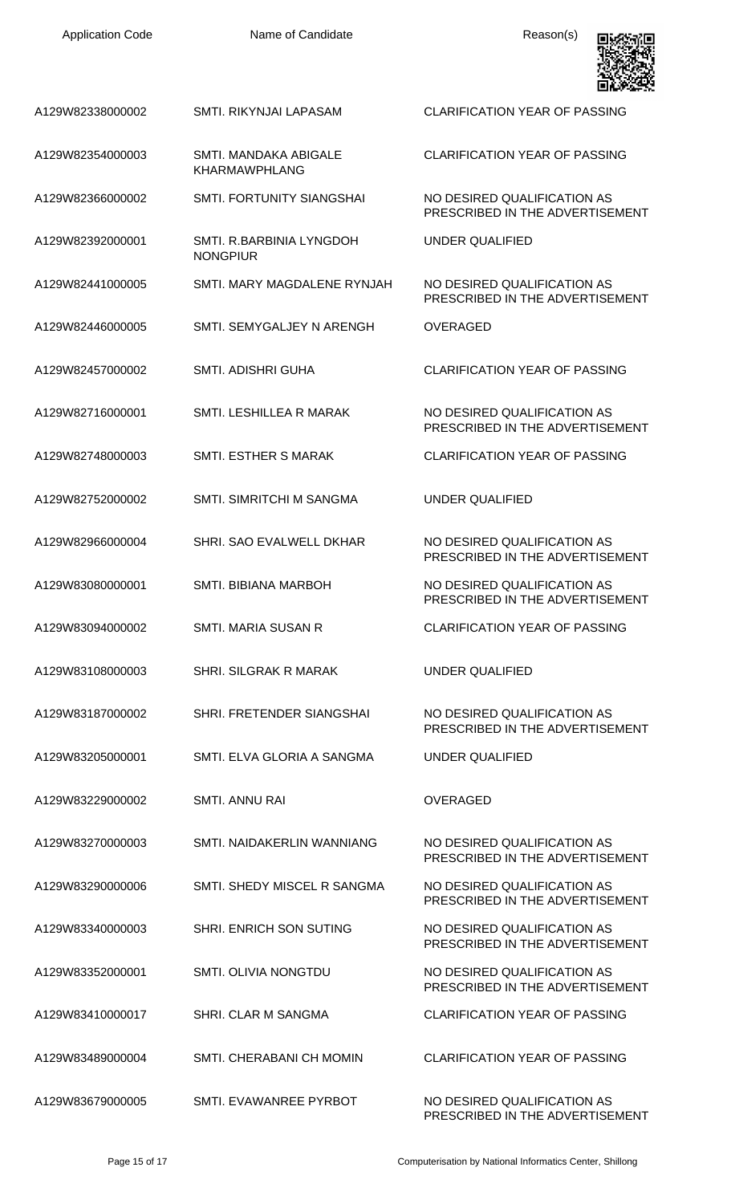| Application Code | Name of Candidate | Reason(s) |
| --- | --- | --- |
| A129W82338000002 | SMTI. RIKYNJAI LAPASAM | CLARIFICATION YEAR OF PASSING |
| A129W82354000003 | SMTI. MANDAKA ABIGALE KHARMAWPHLANG | CLARIFICATION YEAR OF PASSING |
| A129W82366000002 | SMTI. FORTUNITY SIANGSHAI | NO DESIRED QUALIFICATION AS PRESCRIBED IN THE ADVERTISEMENT |
| A129W82392000001 | SMTI. R.BARBINIA LYNGDOH NONGPIUR | UNDER QUALIFIED |
| A129W82441000005 | SMTI. MARY MAGDALENE RYNJAH | NO DESIRED QUALIFICATION AS PRESCRIBED IN THE ADVERTISEMENT |
| A129W82446000005 | SMTI. SEMYGALJEY N ARENGH | OVERAGED |
| A129W82457000002 | SMTI. ADISHRI GUHA | CLARIFICATION YEAR OF PASSING |
| A129W82716000001 | SMTI. LESHILLEA R MARAK | NO DESIRED QUALIFICATION AS PRESCRIBED IN THE ADVERTISEMENT |
| A129W82748000003 | SMTI. ESTHER S MARAK | CLARIFICATION YEAR OF PASSING |
| A129W82752000002 | SMTI. SIMRITCHI M SANGMA | UNDER QUALIFIED |
| A129W82966000004 | SHRI. SAO EVALWELL DKHAR | NO DESIRED QUALIFICATION AS PRESCRIBED IN THE ADVERTISEMENT |
| A129W83080000001 | SMTI. BIBIANA MARBOH | NO DESIRED QUALIFICATION AS PRESCRIBED IN THE ADVERTISEMENT |
| A129W83094000002 | SMTI. MARIA SUSAN R | CLARIFICATION YEAR OF PASSING |
| A129W83108000003 | SHRI. SILGRAK R MARAK | UNDER QUALIFIED |
| A129W83187000002 | SHRI. FRETENDER SIANGSHAI | NO DESIRED QUALIFICATION AS PRESCRIBED IN THE ADVERTISEMENT |
| A129W83205000001 | SMTI. ELVA GLORIA A SANGMA | UNDER QUALIFIED |
| A129W83229000002 | SMTI. ANNU RAI | OVERAGED |
| A129W83270000003 | SMTI. NAIDAKERLIN WANNIANG | NO DESIRED QUALIFICATION AS PRESCRIBED IN THE ADVERTISEMENT |
| A129W83290000006 | SMTI. SHEDY MISCEL R SANGMA | NO DESIRED QUALIFICATION AS PRESCRIBED IN THE ADVERTISEMENT |
| A129W83340000003 | SHRI. ENRICH SON SUTING | NO DESIRED QUALIFICATION AS PRESCRIBED IN THE ADVERTISEMENT |
| A129W83352000001 | SMTI. OLIVIA NONGTDU | NO DESIRED QUALIFICATION AS PRESCRIBED IN THE ADVERTISEMENT |
| A129W83410000017 | SHRI. CLAR M SANGMA | CLARIFICATION YEAR OF PASSING |
| A129W83489000004 | SMTI. CHERABANI CH MOMIN | CLARIFICATION YEAR OF PASSING |
| A129W83679000005 | SMTI. EVAWANREE PYRBOT | NO DESIRED QUALIFICATION AS PRESCRIBED IN THE ADVERTISEMENT |

Computerisation by National Informatics Center, Shillong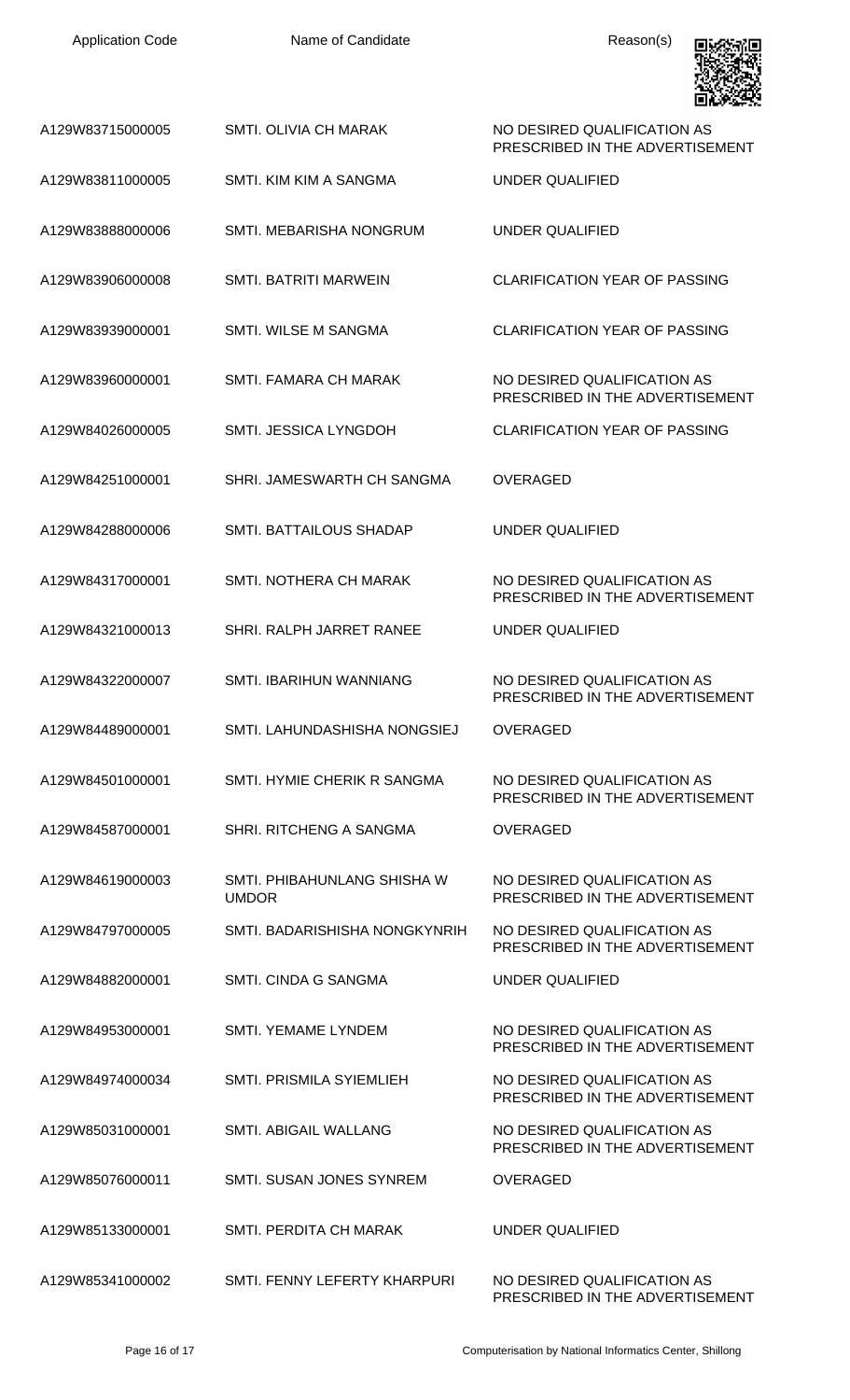| Application Code | Name of Candidate | Reason(s) |
|---|---|---|
| A129W83715000005 | SMTI. OLIVIA CH MARAK | NO DESIRED QUALIFICATION AS PRESCRIBED IN THE ADVERTISEMENT |
| A129W83811000005 | SMTI. KIM KIM A SANGMA | UNDER QUALIFIED |
| A129W83888000006 | SMTI. MEBARISHA NONGRUM | UNDER QUALIFIED |
| A129W83906000008 | SMTI. BATRITI MARWEIN | CLARIFICATION YEAR OF PASSING |
| A129W83939000001 | SMTI. WILSE M SANGMA | CLARIFICATION YEAR OF PASSING |
| A129W83960000001 | SMTI. FAMARA CH MARAK | NO DESIRED QUALIFICATION AS PRESCRIBED IN THE ADVERTISEMENT |
| A129W84026000005 | SMTI. JESSICA LYNGDOH | CLARIFICATION YEAR OF PASSING |
| A129W84251000001 | SHRI. JAMESWARTH CH SANGMA | OVERAGED |
| A129W84288000006 | SMTI. BATTAILOUS SHADAP | UNDER QUALIFIED |
| A129W84317000001 | SMTI. NOTHERA CH MARAK | NO DESIRED QUALIFICATION AS PRESCRIBED IN THE ADVERTISEMENT |
| A129W84321000013 | SHRI. RALPH JARRET RANEE | UNDER QUALIFIED |
| A129W84322000007 | SMTI. IBARIHUN WANNIANG | NO DESIRED QUALIFICATION AS PRESCRIBED IN THE ADVERTISEMENT |
| A129W84489000001 | SMTI. LAHUNDASHISHA NONGSIEJ | OVERAGED |
| A129W84501000001 | SMTI. HYMIE CHERIK R SANGMA | NO DESIRED QUALIFICATION AS PRESCRIBED IN THE ADVERTISEMENT |
| A129W84587000001 | SHRI. RITCHENG A SANGMA | OVERAGED |
| A129W84619000003 | SMTI. PHIBAHUNLANG SHISHA W UMDOR | NO DESIRED QUALIFICATION AS PRESCRIBED IN THE ADVERTISEMENT |
| A129W84797000005 | SMTI. BADARISHISHA NONGKYNRIH | NO DESIRED QUALIFICATION AS PRESCRIBED IN THE ADVERTISEMENT |
| A129W84882000001 | SMTI. CINDA G SANGMA | UNDER QUALIFIED |
| A129W84953000001 | SMTI. YEMAME LYNDEM | NO DESIRED QUALIFICATION AS PRESCRIBED IN THE ADVERTISEMENT |
| A129W84974000034 | SMTI. PRISMILA SYIEMLIEH | NO DESIRED QUALIFICATION AS PRESCRIBED IN THE ADVERTISEMENT |
| A129W85031000001 | SMTI. ABIGAIL WALLANG | NO DESIRED QUALIFICATION AS PRESCRIBED IN THE ADVERTISEMENT |
| A129W85076000011 | SMTI. SUSAN JONES SYNREM | OVERAGED |
| A129W85133000001 | SMTI. PERDITA CH MARAK | UNDER QUALIFIED |
| A129W85341000002 | SMTI. FENNY LEFERTY KHARPURI | NO DESIRED QUALIFICATION AS PRESCRIBED IN THE ADVERTISEMENT |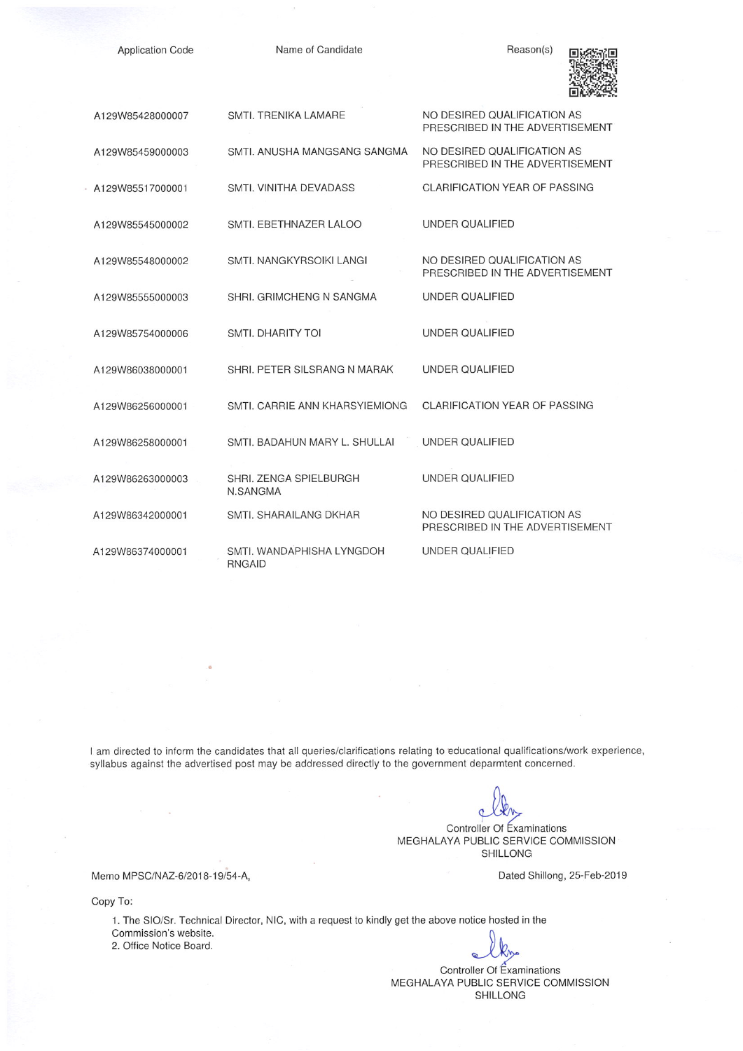| Application Code | Name of Candidate | Reason(s) |
|---|---|---|
| A129W85428000007 | SMTI. TRENIKA LAMARE | NO DESIRED QUALIFICATION AS PRESCRIBED IN THE ADVERTISEMENT |
| A129W85459000003 | SMTI. ANUSHA MANGSANG SANGMA | NO DESIRED QUALIFICATION AS PRESCRIBED IN THE ADVERTISEMENT |
| A129W85517000001 | SMTI. VINITHA DEVADASS | CLARIFICATION YEAR OF PASSING |
| A129W85545000002 | SMTI. EBETHNAZER LALOO | UNDER QUALIFIED |
| A129W85548000002 | SMTI. NANGKYRSOIKI LANGI | NO DESIRED QUALIFICATION AS PRESCRIBED IN THE ADVERTISEMENT |
| A129W85555000003 | SHRI. GRIMCHENG N SANGMA | UNDER QUALIFIED |
| A129W85754000006 | SMTI. DHARITY TOI | UNDER QUALIFIED |
| A129W86038000001 | SHRI. PETER SILSRANG N MARAK | UNDER QUALIFIED |
| A129W86256000001 | SMTI. CARRIE ANN KHARSYIEMIONG | CLARIFICATION YEAR OF PASSING |
| A129W86258000001 | SMTI. BADAHUN MARY L. SHULLAI | UNDER QUALIFIED |
| A129W86263000003 | SHRI. ZENGA SPIELBURGH N.SANGMA | UNDER QUALIFIED |
| A129W86342000001 | SMTI. SHARAILANG DKHAR | NO DESIRED QUALIFICATION AS PRESCRIBED IN THE ADVERTISEMENT |
| A129W86374000001 | SMTI. WANDAPHISHA LYNGDOH RNGAID | UNDER QUALIFIED |

I am directed to inform the candidates that all queries/clarifications relating to educational qualifications/work experience, syllabus against the advertised post may be addressed directly to the government deparmtent concerned.

Controller Of Examinations
MEGHALAYA PUBLIC SERVICE COMMISSION
SHILLONG

Memo MPSC/NAZ-6/2018-19/54-A,

Dated Shillong, 25-Feb-2019

Copy To:

1. The SIO/Sr. Technical Director, NIC, with a request to kindly get the above notice hosted in the Commission's website.
2. Office Notice Board.

Controller Of Examinations
MEGHALAYA PUBLIC SERVICE COMMISSION
SHILLONG